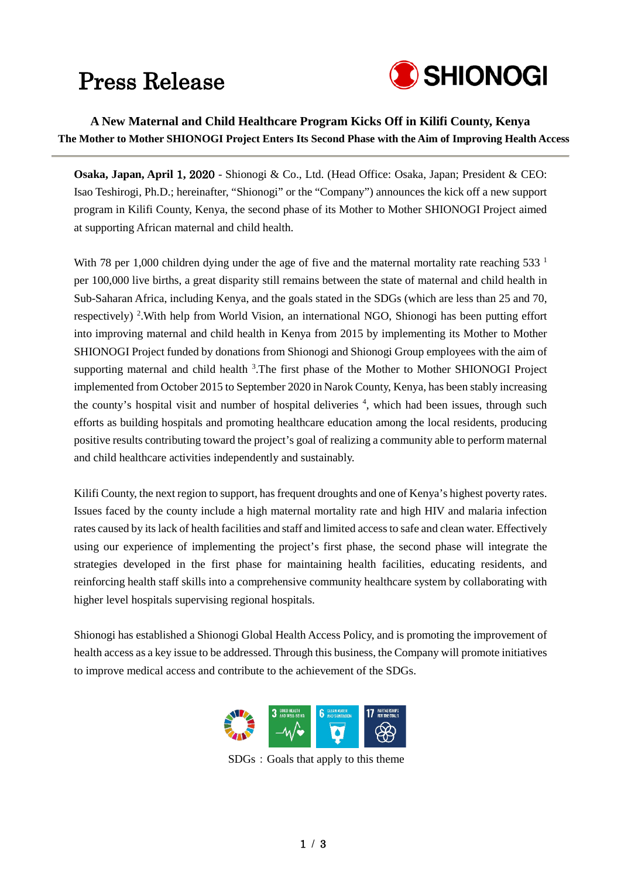# Press Release

SHIONOGI

## A New Maternal and Child Healthcare Program Kicks Off in Kilifi County, Kenya

### The Mother to Mother SHIONOGI Project Enters Its Second Phase with the Aim of Improving Health Access

**Osaka, Japan, April 1, 2020** - Shionogi & Co., Ltd. (Head Office: Osaka, Japan; President & CEO: Isao Teshirogi, Ph.D.; hereinafter, "Shionogi" or the "Company") announces the kick off a new support program in Kilifi County, Kenya, the second phase of its Mother to Mother SHIONOGI Project aimed at supporting African maternal and child health.

With 78 per 1,000 children dying under the age of five and the maternal mortality rate reaching 533 [1] per 100,000 live births, a great disparity still remains between the state of maternal and child health in Sub-Saharan Africa, including Kenya, and the goals stated in the SDGs (which are less than 25 and 70, respectively) [2].With help from World Vision, an international NGO, Shionogi has been putting effort into improving maternal and child health in Kenya from 2015 by implementing its Mother to Mother SHIONOGI Project funded by donations from Shionogi and Shionogi Group employees with the aim of supporting maternal and child health [3].The first phase of the Mother to Mother SHIONOGI Project implemented from October 2015 to September 2020 in Narok County, Kenya, has been stably increasing the county's hospital visit and number of hospital deliveries [4], which had been issues, through such efforts as building hospitals and promoting healthcare education among the local residents, producing positive results contributing toward the project's goal of realizing a community able to perform maternal and child healthcare activities independently and sustainably.

Kilifi County, the next region to support, has frequent droughts and one of Kenya's highest poverty rates. Issues faced by the county include a high maternal mortality rate and high HIV and malaria infection rates caused by its lack of health facilities and staff and limited access to safe and clean water. Effectively using our experience of implementing the project's first phase, the second phase will integrate the strategies developed in the first phase for maintaining health facilities, educating residents, and reinforcing health staff skills into a comprehensive community healthcare system by collaborating with higher level hospitals supervising regional hospitals.

Shionogi has established a Shionogi Global Health Access Policy, and is promoting the improvement of health access as a key issue to be addressed. Through this business, the Company will promote initiatives to improve medical access and contribute to the achievement of the SDGs.

SDGs：Goals that apply to this theme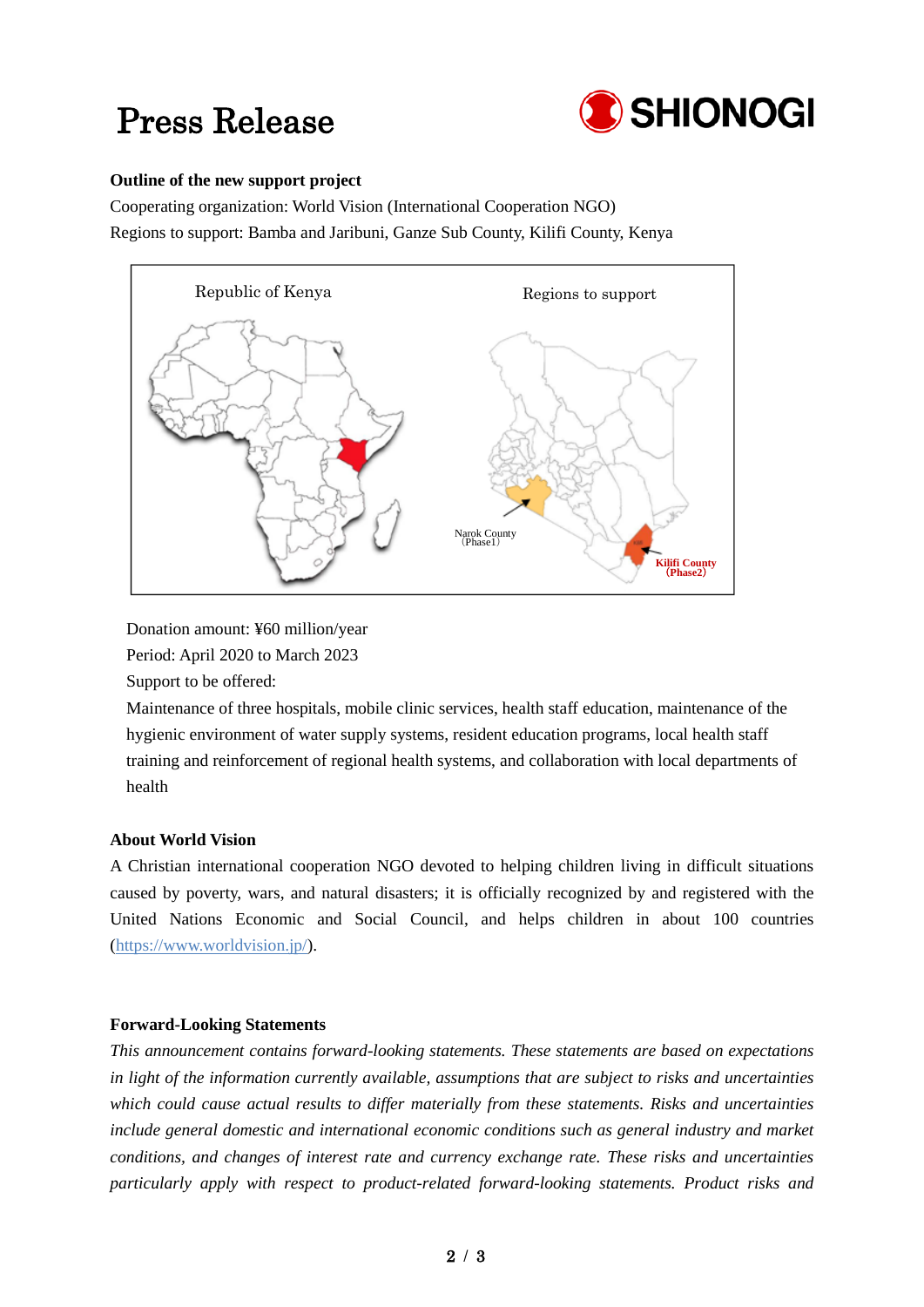**Outline of the new support project**

Cooperating organization: World Vision (International Cooperation NGO)

Regions to support: Bamba and Jaribuni, Ganze Sub County, Kilifi County, Kenya

Republic of Kenya

Regions to support

Narok County (Phase1)

Kilifi County (Phase2)

Donation amount: ¥60 million/year

Period: April 2020 to March 2023

Support to be offered:

Maintenance of three hospitals, mobile clinic services, health staff education, maintenance of the hygienic environment of water supply systems, resident education programs, local health staff training and reinforcement of regional health systems, and collaboration with local departments of health

**About World Vision**

A Christian international cooperation NGO devoted to helping children living in difficult situations caused by poverty, wars, and natural disasters; it is officially recognized by and registered with the United Nations Economic and Social Council, and helps children in about 100 countries (https://www.worldvision.jp/).

**Forward-Looking Statements**

*This announcement contains forward-looking statements. These statements are based on expectations in light of the information currently available, assumptions that are subject to risks and uncertainties which could cause actual results to differ materially from these statements. Risks and uncertainties include general domestic and international economic conditions such as general industry and market conditions, and changes of interest rate and currency exchange rate. These risks and uncertainties particularly apply with respect to product-related forward-looking statements. Product risks and*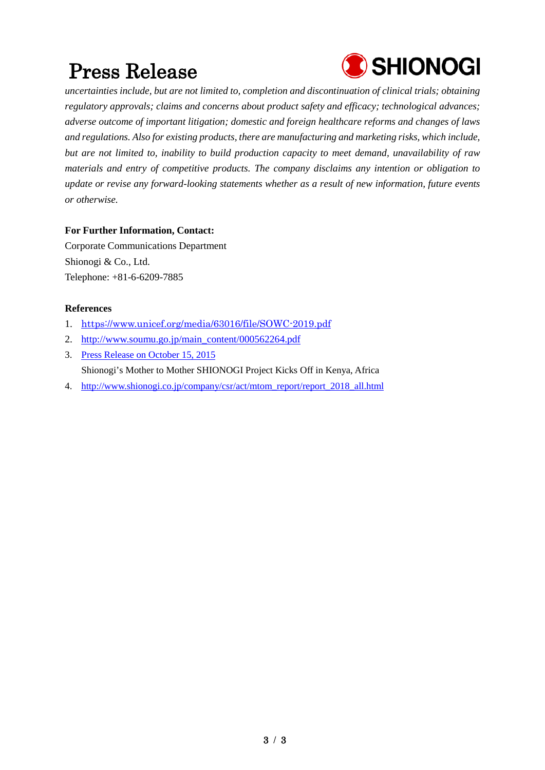*uncertainties include, but are not limited to, completion and discontinuation of clinical trials; obtaining regulatory approvals; claims and concerns about product safety and efficacy; technological advances; adverse outcome of important litigation; domestic and foreign healthcare reforms and changes of laws and regulations. Also for existing products, there are manufacturing and marketing risks, which include, but are not limited to, inability to build production capacity to meet demand, unavailability of raw materials and entry of competitive products. The company disclaims any intention or obligation to update or revise any forward-looking statements whether as a result of new information, future events or otherwise.*

**For Further Information, Contact:**

Corporate Communications Department
Shionogi & Co., Ltd.
Telephone: +81-6-6209-7885

**References**

1. https://www.unicef.org/media/63016/file/SOWC-2019.pdf
2. http://www.soumu.go.jp/main_content/000562264.pdf
3. Press Release on October 15, 2015
   Shionogi's Mother to Mother SHIONOGI Project Kicks Off in Kenya, Africa
4. http://www.shionogi.co.jp/company/csr/act/mtom_report/report_2018_all.html